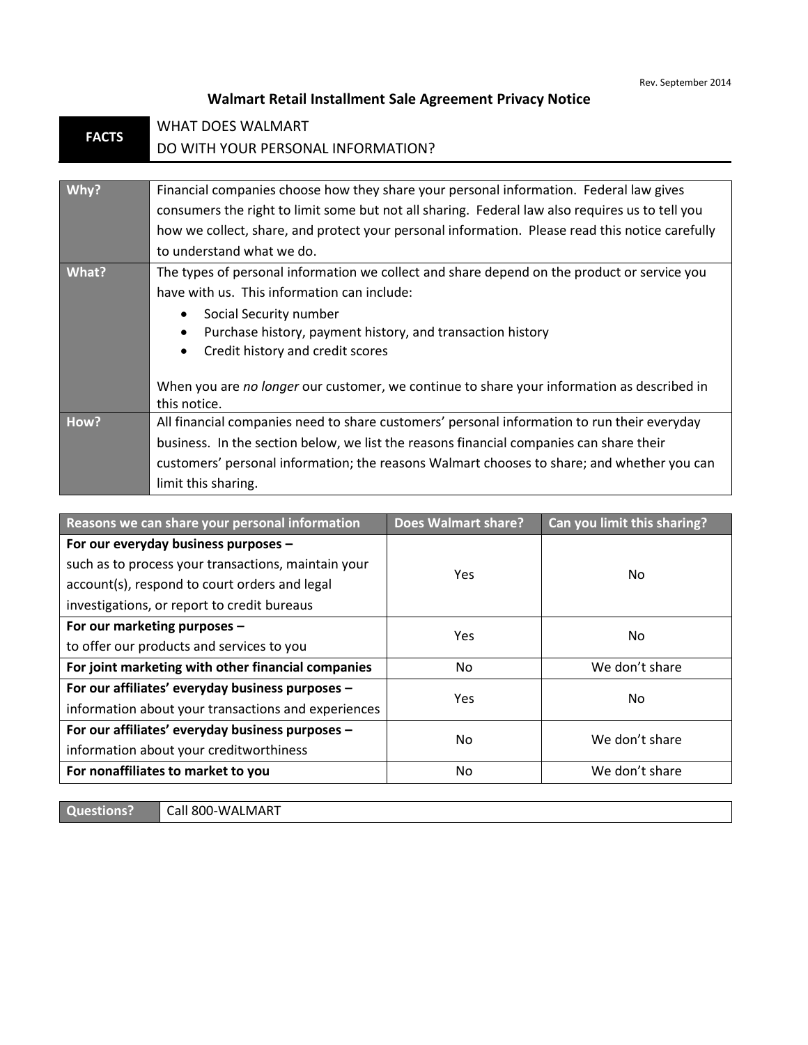Rev. September 2014

# Walmart Retail Installment Sale Agreement Privacy Notice

| **FACTS** | WHAT DOES WALMART DO WITH YOUR PERSONAL INFORMATION? |
|---|---|

| | |
|---|---|
| **Why?** | Financial companies choose how they share your personal information. Federal law gives consumers the right to limit some but not all sharing. Federal law also requires us to tell you how we collect, share, and protect your personal information. Please read this notice carefully to understand what we do. |
| **What?** | The types of personal information we collect and share depend on the product or service you have with us. This information can include:<br>• Social Security number<br>• Purchase history, payment history, and transaction history<br>• Credit history and credit scores<br><br>When you are *no longer* our customer, we continue to share your information as described in this notice. |
| **How?** | All financial companies need to share customers' personal information to run their everyday business. In the section below, we list the reasons financial companies can share their customers' personal information; the reasons Walmart chooses to share; and whether you can limit this sharing. |

| Reasons we can share your personal information | Does Walmart share? | Can you limit this sharing? |
|---|---|---|
| **For our everyday business purposes –** such as to process your transactions, maintain your account(s), respond to court orders and legal investigations, or report to credit bureaus | Yes | No |
| **For our marketing purposes –** to offer our products and services to you | Yes | No |
| **For joint marketing with other financial companies** | No | We don't share |
| **For our affiliates' everyday business purposes –** information about your transactions and experiences | Yes | No |
| **For our affiliates' everyday business purposes –** information about your creditworthiness | No | We don't share |
| **For nonaffiliates to market to you** | No | We don't share |

| **Questions?** | Call 800-WALMART |
|---|---|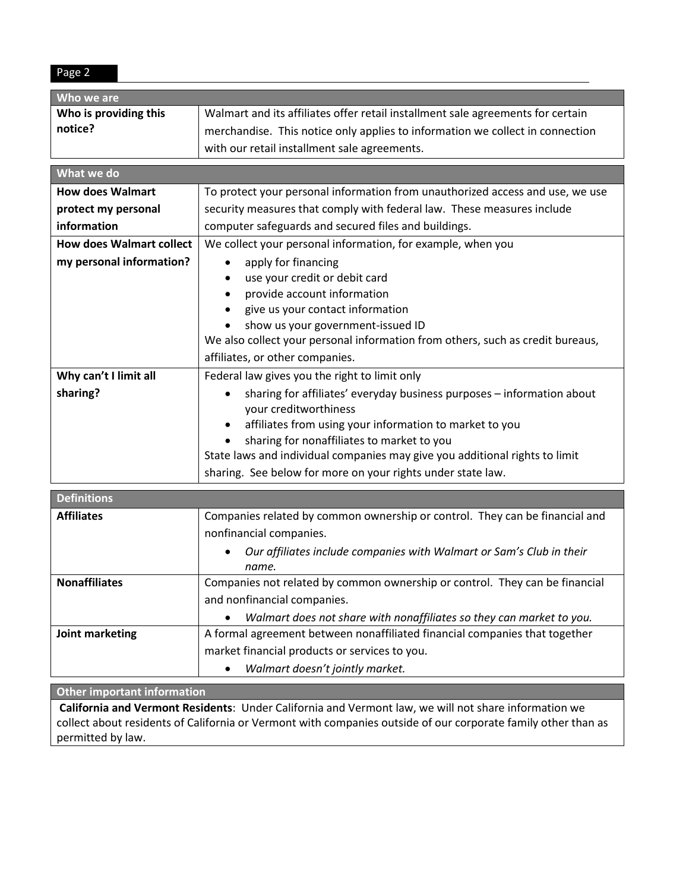| Who we are | |
|---|---|
| **Who is providing this notice?** | Walmart and its affiliates offer retail installment sale agreements for certain merchandise. This notice only applies to information we collect in connection with our retail installment sale agreements. |

| What we do | |
|---|---|
| **How does Walmart protect my personal information** | To protect your personal information from unauthorized access and use, we use security measures that comply with federal law. These measures include computer safeguards and secured files and buildings. |
| **How does Walmart collect my personal information?** | We collect your personal information, for example, when you <br>• apply for financing <br>• use your credit or debit card <br>• provide account information <br>• give us your contact information <br>• show us your government-issued ID <br>We also collect your personal information from others, such as credit bureaus, affiliates, or other companies. |
| **Why can't I limit all sharing?** | Federal law gives you the right to limit only <br>• sharing for affiliates' everyday business purposes – information about your creditworthiness <br>• affiliates from using your information to market to you <br>• sharing for nonaffiliates to market to you <br>State laws and individual companies may give you additional rights to limit sharing. See below for more on your rights under state law. |

| Definitions | |
|---|---|
| **Affiliates** | Companies related by common ownership or control. They can be financial and nonfinancial companies. <br>• *Our affiliates include companies with Walmart or Sam's Club in their name.* |
| **Nonaffiliates** | Companies not related by common ownership or control. They can be financial and nonfinancial companies. <br>• *Walmart does not share with nonaffiliates so they can market to you.* |
| **Joint marketing** | A formal agreement between nonaffiliated financial companies that together market financial products or services to you. <br>• *Walmart doesn't jointly market.* |

## Other important information

**California and Vermont Residents**: Under California and Vermont law, we will not share information we collect about residents of California or Vermont with companies outside of our corporate family other than as permitted by law.